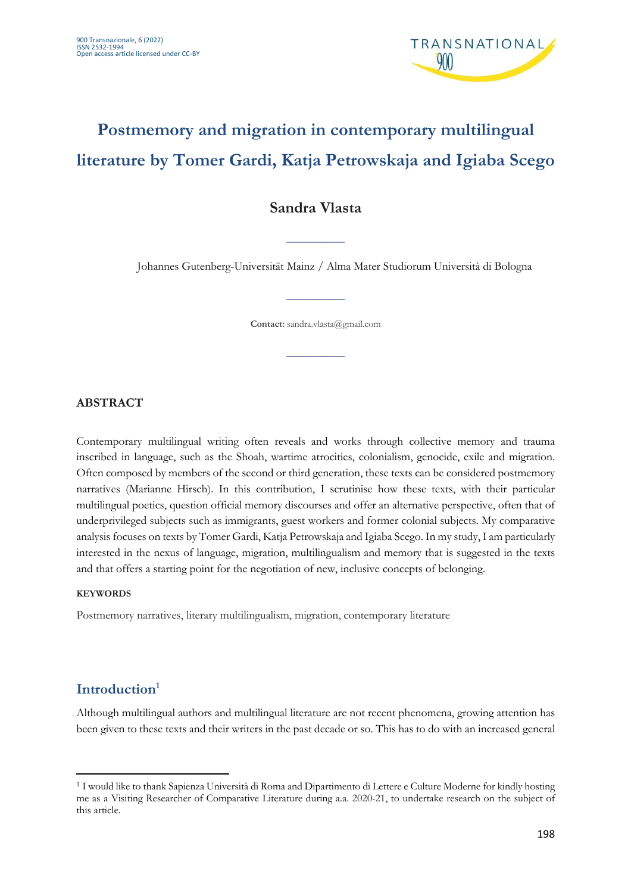# Postmemory and migration in contemporary multilingual literature by Tomer Gardi, Katja Petrowskaja and Igiaba Scego

**Sandra Vlasta**

Johannes Gutenberg-Universität Mainz / Alma Mater Studiorum Università di Bologna

**Contact:** sandra.vlasta@gmail.com

## ABSTRACT

Contemporary multilingual writing often reveals and works through collective memory and trauma inscribed in language, such as the Shoah, wartime atrocities, colonialism, genocide, exile and migration. Often composed by members of the second or third generation, these texts can be considered postmemory narratives (Marianne Hirsch). In this contribution, I scrutinise how these texts, with their particular multilingual poetics, question official memory discourses and offer an alternative perspective, often that of underprivileged subjects such as immigrants, guest workers and former colonial subjects. My comparative analysis focuses on texts by Tomer Gardi, Katja Petrowskaja and Igiaba Scego. In my study, I am particularly interested in the nexus of language, migration, multilingualism and memory that is suggested in the texts and that offers a starting point for the negotiation of new, inclusive concepts of belonging.

**KEYWORDS**

Postmemory narratives, literary multilingualism, migration, contemporary literature

## Introduction[1]

Although multilingual authors and multilingual literature are not recent phenomena, growing attention has been given to these texts and their writers in the past decade or so. This has to do with an increased general

[1] I would like to thank Sapienza Università di Roma and Dipartimento di Lettere e Culture Moderne for kindly hosting me as a Visiting Researcher of Comparative Literature during a.a. 2020-21, to undertake research on the subject of this article.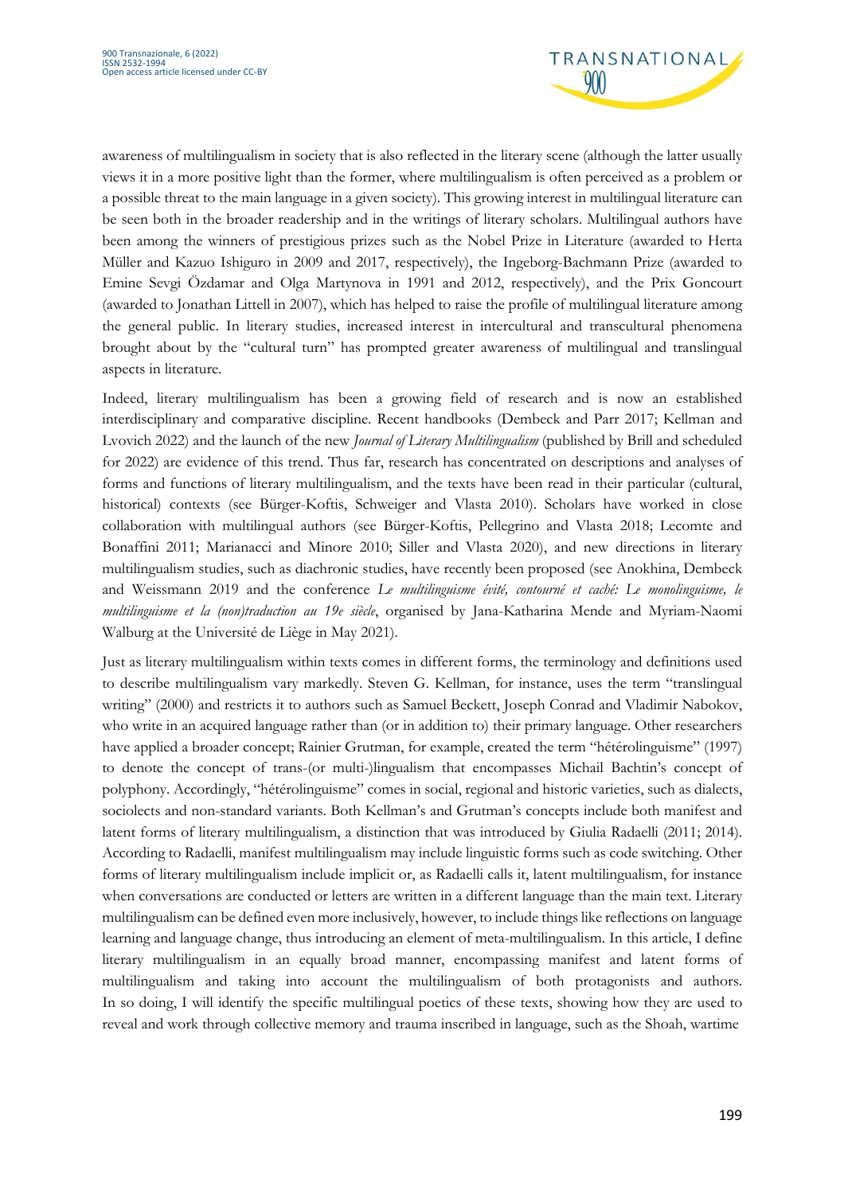awareness of multilingualism in society that is also reflected in the literary scene (although the latter usually views it in a more positive light than the former, where multilingualism is often perceived as a problem or a possible threat to the main language in a given society). This growing interest in multilingual literature can be seen both in the broader readership and in the writings of literary scholars. Multilingual authors have been among the winners of prestigious prizes such as the Nobel Prize in Literature (awarded to Herta Müller and Kazuo Ishiguro in 2009 and 2017, respectively), the Ingeborg-Bachmann Prize (awarded to Emine Sevgi Özdamar and Olga Martynova in 1991 and 2012, respectively), and the Prix Goncourt (awarded to Jonathan Littell in 2007), which has helped to raise the profile of multilingual literature among the general public. In literary studies, increased interest in intercultural and transcultural phenomena brought about by the "cultural turn" has prompted greater awareness of multilingual and translingual aspects in literature.

Indeed, literary multilingualism has been a growing field of research and is now an established interdisciplinary and comparative discipline. Recent handbooks (Dembeck and Parr 2017; Kellman and Lvovich 2022) and the launch of the new *Journal of Literary Multilingualism* (published by Brill and scheduled for 2022) are evidence of this trend. Thus far, research has concentrated on descriptions and analyses of forms and functions of literary multilingualism, and the texts have been read in their particular (cultural, historical) contexts (see Bürger-Koftis, Schweiger and Vlasta 2010). Scholars have worked in close collaboration with multilingual authors (see Bürger-Koftis, Pellegrino and Vlasta 2018; Lecomte and Bonaffini 2011; Marianacci and Minore 2010; Siller and Vlasta 2020), and new directions in literary multilingualism studies, such as diachronic studies, have recently been proposed (see Anokhina, Dembeck and Weissmann 2019 and the conference *Le multilinguisme évité, contourné et caché: Le monolinguisme, le multilinguisme et la (non)traduction au 19e siècle*, organised by Jana-Katharina Mende and Myriam-Naomi Walburg at the Université de Liège in May 2021).

Just as literary multilingualism within texts comes in different forms, the terminology and definitions used to describe multilingualism vary markedly. Steven G. Kellman, for instance, uses the term "translingual writing" (2000) and restricts it to authors such as Samuel Beckett, Joseph Conrad and Vladimir Nabokov, who write in an acquired language rather than (or in addition to) their primary language. Other researchers have applied a broader concept; Rainier Grutman, for example, created the term "hétérolinguisme" (1997) to denote the concept of trans-(or multi-)lingualism that encompasses Michail Bachtin's concept of polyphony. Accordingly, "hétérolinguisme" comes in social, regional and historic varieties, such as dialects, sociolects and non-standard variants. Both Kellman's and Grutman's concepts include both manifest and latent forms of literary multilingualism, a distinction that was introduced by Giulia Radaelli (2011; 2014). According to Radaelli, manifest multilingualism may include linguistic forms such as code switching. Other forms of literary multilingualism include implicit or, as Radaelli calls it, latent multilingualism, for instance when conversations are conducted or letters are written in a different language than the main text. Literary multilingualism can be defined even more inclusively, however, to include things like reflections on language learning and language change, thus introducing an element of meta-multilingualism. In this article, I define literary multilingualism in an equally broad manner, encompassing manifest and latent forms of multilingualism and taking into account the multilingualism of both protagonists and authors. In so doing, I will identify the specific multilingual poetics of these texts, showing how they are used to reveal and work through collective memory and trauma inscribed in language, such as the Shoah, wartime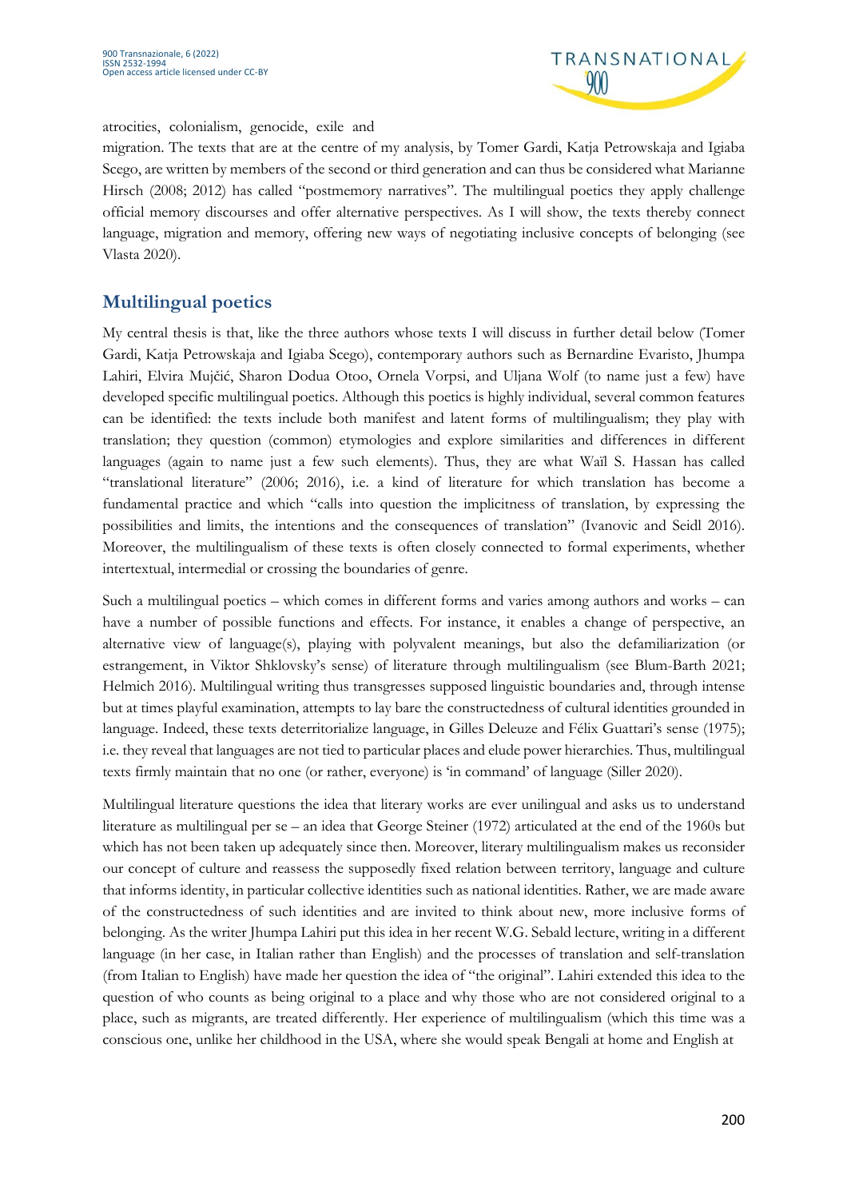atrocities, colonialism, genocide, exile and migration. The texts that are at the centre of my analysis, by Tomer Gardi, Katja Petrowskaja and Igiaba Scego, are written by members of the second or third generation and can thus be considered what Marianne Hirsch (2008; 2012) has called "postmemory narratives". The multilingual poetics they apply challenge official memory discourses and offer alternative perspectives. As I will show, the texts thereby connect language, migration and memory, offering new ways of negotiating inclusive concepts of belonging (see Vlasta 2020).

## Multilingual poetics

My central thesis is that, like the three authors whose texts I will discuss in further detail below (Tomer Gardi, Katja Petrowskaja and Igiaba Scego), contemporary authors such as Bernardine Evaristo, Jhumpa Lahiri, Elvira Mujčić, Sharon Dodua Otoo, Ornela Vorpsi, and Uljana Wolf (to name just a few) have developed specific multilingual poetics. Although this poetics is highly individual, several common features can be identified: the texts include both manifest and latent forms of multilingualism; they play with translation; they question (common) etymologies and explore similarities and differences in different languages (again to name just a few such elements). Thus, they are what Wail S. Hassan has called "translational literature" (2006; 2016), i.e. a kind of literature for which translation has become a fundamental practice and which "calls into question the implicitness of translation, by expressing the possibilities and limits, the intentions and the consequences of translation" (Ivanovic and Seidl 2016). Moreover, the multilingualism of these texts is often closely connected to formal experiments, whether intertextual, intermedial or crossing the boundaries of genre.

Such a multilingual poetics – which comes in different forms and varies among authors and works – can have a number of possible functions and effects. For instance, it enables a change of perspective, an alternative view of language(s), playing with polyvalent meanings, but also the defamiliarization (or estrangement, in Viktor Shklovsky's sense) of literature through multilingualism (see Blum-Barth 2021; Helmich 2016). Multilingual writing thus transgresses supposed linguistic boundaries and, through intense but at times playful examination, attempts to lay bare the constructedness of cultural identities grounded in language. Indeed, these texts deterritorialize language, in Gilles Deleuze and Félix Guattari's sense (1975); i.e. they reveal that languages are not tied to particular places and elude power hierarchies. Thus, multilingual texts firmly maintain that no one (or rather, everyone) is 'in command' of language (Siller 2020).

Multilingual literature questions the idea that literary works are ever unilingual and asks us to understand literature as multilingual per se – an idea that George Steiner (1972) articulated at the end of the 1960s but which has not been taken up adequately since then. Moreover, literary multilingualism makes us reconsider our concept of culture and reassess the supposedly fixed relation between territory, language and culture that informs identity, in particular collective identities such as national identities. Rather, we are made aware of the constructedness of such identities and are invited to think about new, more inclusive forms of belonging. As the writer Jhumpa Lahiri put this idea in her recent W.G. Sebald lecture, writing in a different language (in her case, in Italian rather than English) and the processes of translation and self-translation (from Italian to English) have made her question the idea of "the original". Lahiri extended this idea to the question of who counts as being original to a place and why those who are not considered original to a place, such as migrants, are treated differently. Her experience of multilingualism (which this time was a conscious one, unlike her childhood in the USA, where she would speak Bengali at home and English at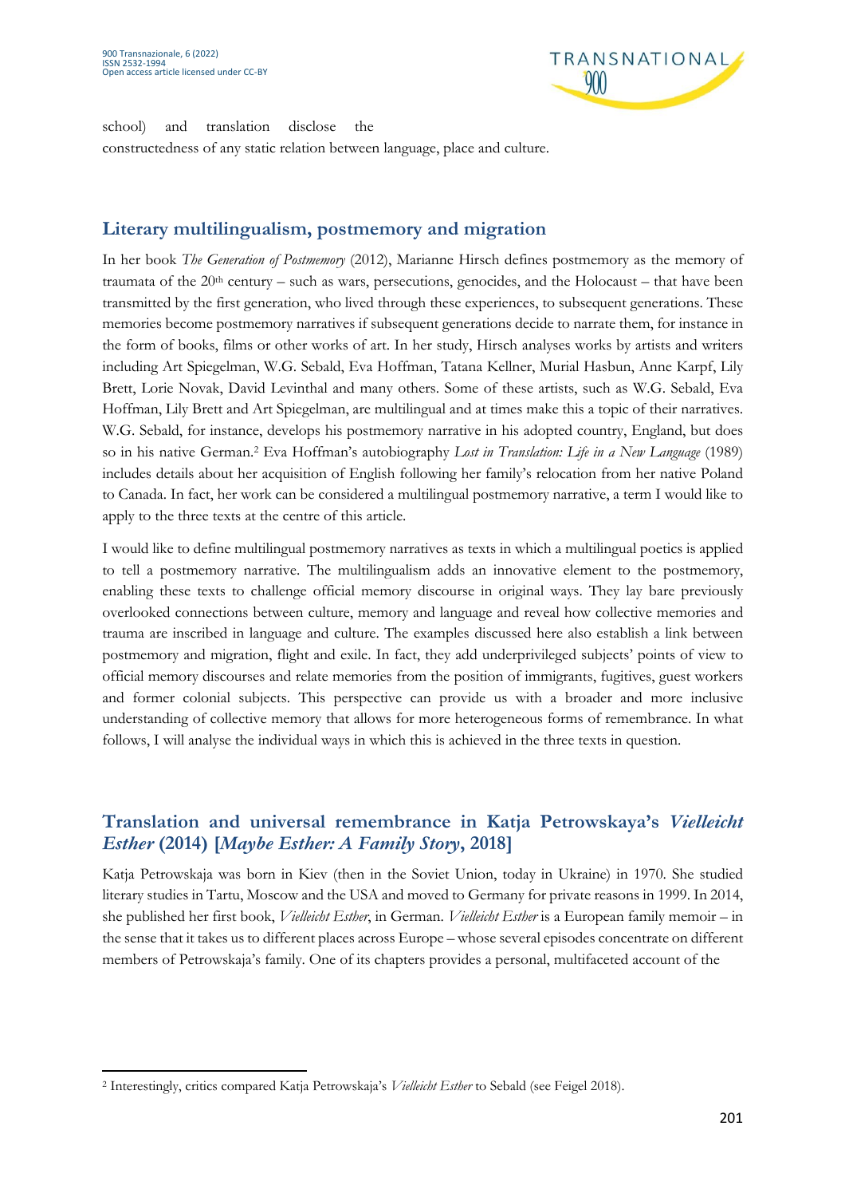school) and translation disclose the constructedness of any static relation between language, place and culture.

## Literary multilingualism, postmemory and migration

In her book *The Generation of Postmemory* (2012), Marianne Hirsch defines postmemory as the memory of traumata of the 20th century – such as wars, persecutions, genocides, and the Holocaust – that have been transmitted by the first generation, who lived through these experiences, to subsequent generations. These memories become postmemory narratives if subsequent generations decide to narrate them, for instance in the form of books, films or other works of art. In her study, Hirsch analyses works by artists and writers including Art Spiegelman, W.G. Sebald, Eva Hoffman, Tatana Kellner, Murial Hasbun, Anne Karpf, Lily Brett, Lorie Novak, David Levinthal and many others. Some of these artists, such as W.G. Sebald, Eva Hoffman, Lily Brett and Art Spiegelman, are multilingual and at times make this a topic of their narratives. W.G. Sebald, for instance, develops his postmemory narrative in his adopted country, England, but does so in his native German.[2] Eva Hoffman's autobiography *Lost in Translation: Life in a New Language* (1989) includes details about her acquisition of English following her family's relocation from her native Poland to Canada. In fact, her work can be considered a multilingual postmemory narrative, a term I would like to apply to the three texts at the centre of this article.

I would like to define multilingual postmemory narratives as texts in which a multilingual poetics is applied to tell a postmemory narrative. The multilingualism adds an innovative element to the postmemory, enabling these texts to challenge official memory discourse in original ways. They lay bare previously overlooked connections between culture, memory and language and reveal how collective memories and trauma are inscribed in language and culture. The examples discussed here also establish a link between postmemory and migration, flight and exile. In fact, they add underprivileged subjects' points of view to official memory discourses and relate memories from the position of immigrants, fugitives, guest workers and former colonial subjects. This perspective can provide us with a broader and more inclusive understanding of collective memory that allows for more heterogeneous forms of remembrance. In what follows, I will analyse the individual ways in which this is achieved in the three texts in question.

## Translation and universal remembrance in Katja Petrowskaja's *Vielleicht Esther* (2014) [*Maybe Esther: A Family Story*, 2018]

Katja Petrowskaja was born in Kiev (then in the Soviet Union, today in Ukraine) in 1970. She studied literary studies in Tartu, Moscow and the USA and moved to Germany for private reasons in 1999. In 2014, she published her first book, *Vielleicht Esther*, in German. *Vielleicht Esther* is a European family memoir – in the sense that it takes us to different places across Europe – whose several episodes concentrate on different members of Petrowskaja's family. One of its chapters provides a personal, multifaceted account of the

---

[2] Interestingly, critics compared Katja Petrowskaja's *Vielleicht Esther* to Sebald (see Feigel 2018).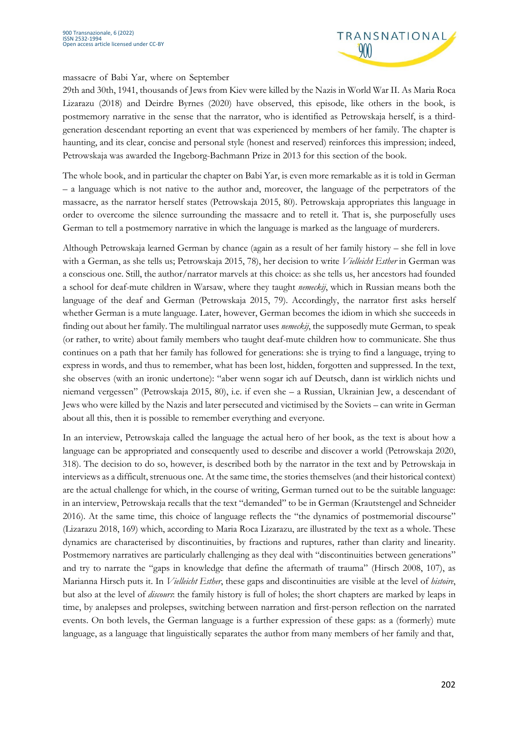massacre of Babi Yar, where on September 29th and 30th, 1941, thousands of Jews from Kiev were killed by the Nazis in World War II. As Maria Roca Lizarazu (2018) and Deirdre Byrnes (2020) have observed, this episode, like others in the book, is postmemory narrative in the sense that the narrator, who is identified as Petrowskaja herself, is a third-generation descendant reporting an event that was experienced by members of her family. The chapter is haunting, and its clear, concise and personal style (honest and reserved) reinforces this impression; indeed, Petrowskaja was awarded the Ingeborg-Bachmann Prize in 2013 for this section of the book.

The whole book, and in particular the chapter on Babi Yar, is even more remarkable as it is told in German – a language which is not native to the author and, moreover, the language of the perpetrators of the massacre, as the narrator herself states (Petrowskaja 2015, 80). Petrowskaja appropriates this language in order to overcome the silence surrounding the massacre and to retell it. That is, she purposefully uses German to tell a postmemory narrative in which the language is marked as the language of murderers.

Although Petrowskaja learned German by chance (again as a result of her family history – she fell in love with a German, as she tells us; Petrowskaja 2015, 78), her decision to write *Vielleicht Esther* in German was a conscious one. Still, the author/narrator marvels at this choice: as she tells us, her ancestors had founded a school for deaf-mute children in Warsaw, where they taught *nemeckij*, which in Russian means both the language of the deaf and German (Petrowskaja 2015, 79). Accordingly, the narrator first asks herself whether German is a mute language. Later, however, German becomes the idiom in which she succeeds in finding out about her family. The multilingual narrator uses *nemeckij*, the supposedly mute German, to speak (or rather, to write) about family members who taught deaf-mute children how to communicate. She thus continues on a path that her family has followed for generations: she is trying to find a language, trying to express in words, and thus to remember, what has been lost, hidden, forgotten and suppressed. In the text, she observes (with an ironic undertone): "aber wenn sogar ich auf Deutsch, dann ist wirklich nichts und niemand vergessen" (Petrowskaja 2015, 80), i.e. if even she – a Russian, Ukrainian Jew, a descendant of Jews who were killed by the Nazis and later persecuted and victimised by the Soviets – can write in German about all this, then it is possible to remember everything and everyone.

In an interview, Petrowskaja called the language the actual hero of her book, as the text is about how a language can be appropriated and consequently used to describe and discover a world (Petrowskaja 2020, 318). The decision to do so, however, is described both by the narrator in the text and by Petrowskaja in interviews as a difficult, strenuous one. At the same time, the stories themselves (and their historical context) are the actual challenge for which, in the course of writing, German turned out to be the suitable language: in an interview, Petrowskaja recalls that the text "demanded" to be in German (Krautstengel and Schneider 2016). At the same time, this choice of language reflects the "the dynamics of postmemorial discourse" (Lizarazu 2018, 169) which, according to Maria Roca Lizarazu, are illustrated by the text as a whole. These dynamics are characterised by discontinuities, by fractions and ruptures, rather than clarity and linearity. Postmemory narratives are particularly challenging as they deal with "discontinuities between generations" and try to narrate the "gaps in knowledge that define the aftermath of trauma" (Hirsch 2008, 107), as Marianna Hirsch puts it. In *Vielleicht Esther*, these gaps and discontinuities are visible at the level of *histoire*, but also at the level of *discours*: the family history is full of holes; the short chapters are marked by leaps in time, by analepses and prolepses, switching between narration and first-person reflection on the narrated events. On both levels, the German language is a further expression of these gaps: as a (formerly) mute language, as a language that linguistically separates the author from many members of her family and that,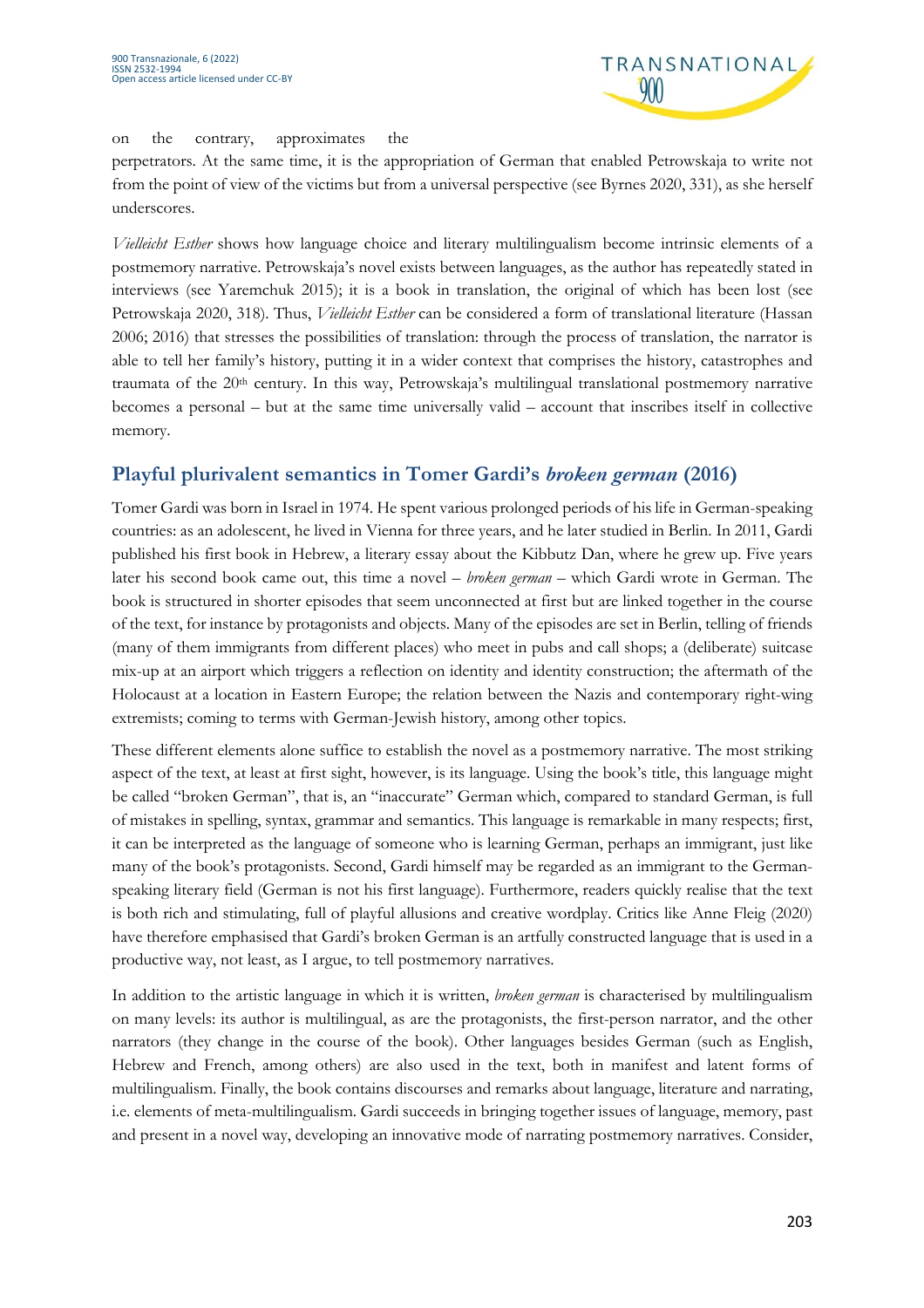on the contrary, approximates the perpetrators. At the same time, it is the appropriation of German that enabled Petrowskaja to write not from the point of view of the victims but from a universal perspective (see Byrnes 2020, 331), as she herself underscores.

*Vielleicht Esther* shows how language choice and literary multilingualism become intrinsic elements of a postmemory narrative. Petrowskaja's novel exists between languages, as the author has repeatedly stated in interviews (see Yaremchuk 2015); it is a book in translation, the original of which has been lost (see Petrowskaja 2020, 318). Thus, *Vielleicht Esther* can be considered a form of translational literature (Hassan 2006; 2016) that stresses the possibilities of translation: through the process of translation, the narrator is able to tell her family's history, putting it in a wider context that comprises the history, catastrophes and traumata of the 20th century. In this way, Petrowskaja's multilingual translational postmemory narrative becomes a personal – but at the same time universally valid – account that inscribes itself in collective memory.

## Playful plurivalent semantics in Tomer Gardi's *broken german* (2016)

Tomer Gardi was born in Israel in 1974. He spent various prolonged periods of his life in German-speaking countries: as an adolescent, he lived in Vienna for three years, and he later studied in Berlin. In 2011, Gardi published his first book in Hebrew, a literary essay about the Kibbutz Dan, where he grew up. Five years later his second book came out, this time a novel – *broken german* – which Gardi wrote in German. The book is structured in shorter episodes that seem unconnected at first but are linked together in the course of the text, for instance by protagonists and objects. Many of the episodes are set in Berlin, telling of friends (many of them immigrants from different places) who meet in pubs and call shops; a (deliberate) suitcase mix-up at an airport which triggers a reflection on identity and identity construction; the aftermath of the Holocaust at a location in Eastern Europe; the relation between the Nazis and contemporary right-wing extremists; coming to terms with German-Jewish history, among other topics.

These different elements alone suffice to establish the novel as a postmemory narrative. The most striking aspect of the text, at least at first sight, however, is its language. Using the book's title, this language might be called "broken German", that is, an "inaccurate" German which, compared to standard German, is full of mistakes in spelling, syntax, grammar and semantics. This language is remarkable in many respects; first, it can be interpreted as the language of someone who is learning German, perhaps an immigrant, just like many of the book's protagonists. Second, Gardi himself may be regarded as an immigrant to the German-speaking literary field (German is not his first language). Furthermore, readers quickly realise that the text is both rich and stimulating, full of playful allusions and creative wordplay. Critics like Anne Fleig (2020) have therefore emphasised that Gardi's broken German is an artfully constructed language that is used in a productive way, not least, as I argue, to tell postmemory narratives.

In addition to the artistic language in which it is written, *broken german* is characterised by multilingualism on many levels: its author is multilingual, as are the protagonists, the first-person narrator, and the other narrators (they change in the course of the book). Other languages besides German (such as English, Hebrew and French, among others) are also used in the text, both in manifest and latent forms of multilingualism. Finally, the book contains discourses and remarks about language, literature and narrating, i.e. elements of meta-multilingualism. Gardi succeeds in bringing together issues of language, memory, past and present in a novel way, developing an innovative mode of narrating postmemory narratives. Consider,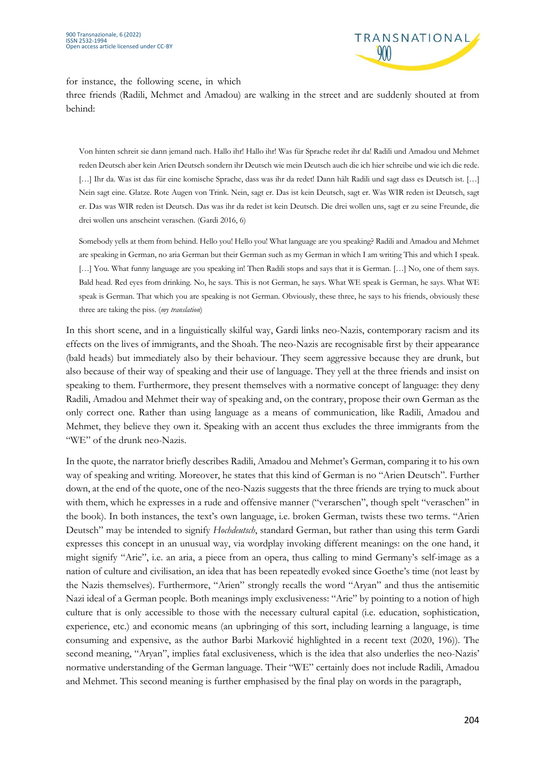for instance, the following scene, in which three friends (Radili, Mehmet and Amadou) are walking in the street and are suddenly shouted at from behind:

> Von hinten schreit sie dann jemand nach. Hallo ihr! Hallo ihr! Was für Sprache redet ihr da! Radili und Amadou und Mehmet reden Deutsch aber kein Arien Deutsch sondern ihr Deutsch wie mein Deutsch auch die ich hier schreibe und wie ich die rede. […] Ihr da. Was ist das für eine komische Sprache, dass was ihr da redet! Dann hält Radili und sagt dass es Deutsch ist. […] Nein sagt eine. Glatze. Rote Augen von Trink. Nein, sagt er. Das ist kein Deutsch, sagt er. Was WIR reden ist Deutsch, sagt er. Das was WIR reden ist Deutsch. Das was ihr da redet ist kein Deutsch. Die drei wollen uns, sagt er zu seine Freunde, die drei wollen uns anscheint veraschen. (Gardi 2016, 6)

> Somebody yells at them from behind. Hello you! Hello you! What language are you speaking? Radili and Amadou and Mehmet are speaking in German, no aria German but their German such as my German in which I am writing This and which I speak. […] You. What funny language are you speaking in! Then Radili stops and says that it is German. […] No, one of them says. Bald head. Red eyes from drinking. No, he says. This is not German, he says. What WE speak is German, he says. What WE speak is German. That which you are speaking is not German. Obviously, these three, he says to his friends, obviously these three are taking the piss. (*my translation*)

In this short scene, and in a linguistically skilful way, Gardi links neo-Nazis, contemporary racism and its effects on the lives of immigrants, and the Shoah. The neo-Nazis are recognisable first by their appearance (bald heads) but immediately also by their behaviour. They seem aggressive because they are drunk, but also because of their way of speaking and their use of language. They yell at the three friends and insist on speaking to them. Furthermore, they present themselves with a normative concept of language: they deny Radili, Amadou and Mehmet their way of speaking and, on the contrary, propose their own German as the only correct one. Rather than using language as a means of communication, like Radili, Amadou and Mehmet, they believe they own it. Speaking with an accent thus excludes the three immigrants from the "WE" of the drunk neo-Nazis.

In the quote, the narrator briefly describes Radili, Amadou and Mehmet's German, comparing it to his own way of speaking and writing. Moreover, he states that this kind of German is no "Arien Deutsch". Further down, at the end of the quote, one of the neo-Nazis suggests that the three friends are trying to muck about with them, which he expresses in a rude and offensive manner ("verarschen", though spelt "veraschen" in the book). In both instances, the text's own language, i.e. broken German, twists these two terms. "Arien Deutsch" may be intended to signify *Hochdeutsch*, standard German, but rather than using this term Gardi expresses this concept in an unusual way, via wordplay invoking different meanings: on the one hand, it might signify "Arie", i.e. an aria, a piece from an opera, thus calling to mind Germany's self-image as a nation of culture and civilisation, an idea that has been repeatedly evoked since Goethe's time (not least by the Nazis themselves). Furthermore, "Arien" strongly recalls the word "Aryan" and thus the antisemitic Nazi ideal of a German people. Both meanings imply exclusiveness: "Arie" by pointing to a notion of high culture that is only accessible to those with the necessary cultural capital (i.e. education, sophistication, experience, etc.) and economic means (an upbringing of this sort, including learning a language, is time consuming and expensive, as the author Barbi Marković highlighted in a recent text (2020, 196)). The second meaning, "Aryan", implies fatal exclusiveness, which is the idea that also underlies the neo-Nazis' normative understanding of the German language. Their "WE" certainly does not include Radili, Amadou and Mehmet. This second meaning is further emphasised by the final play on words in the paragraph,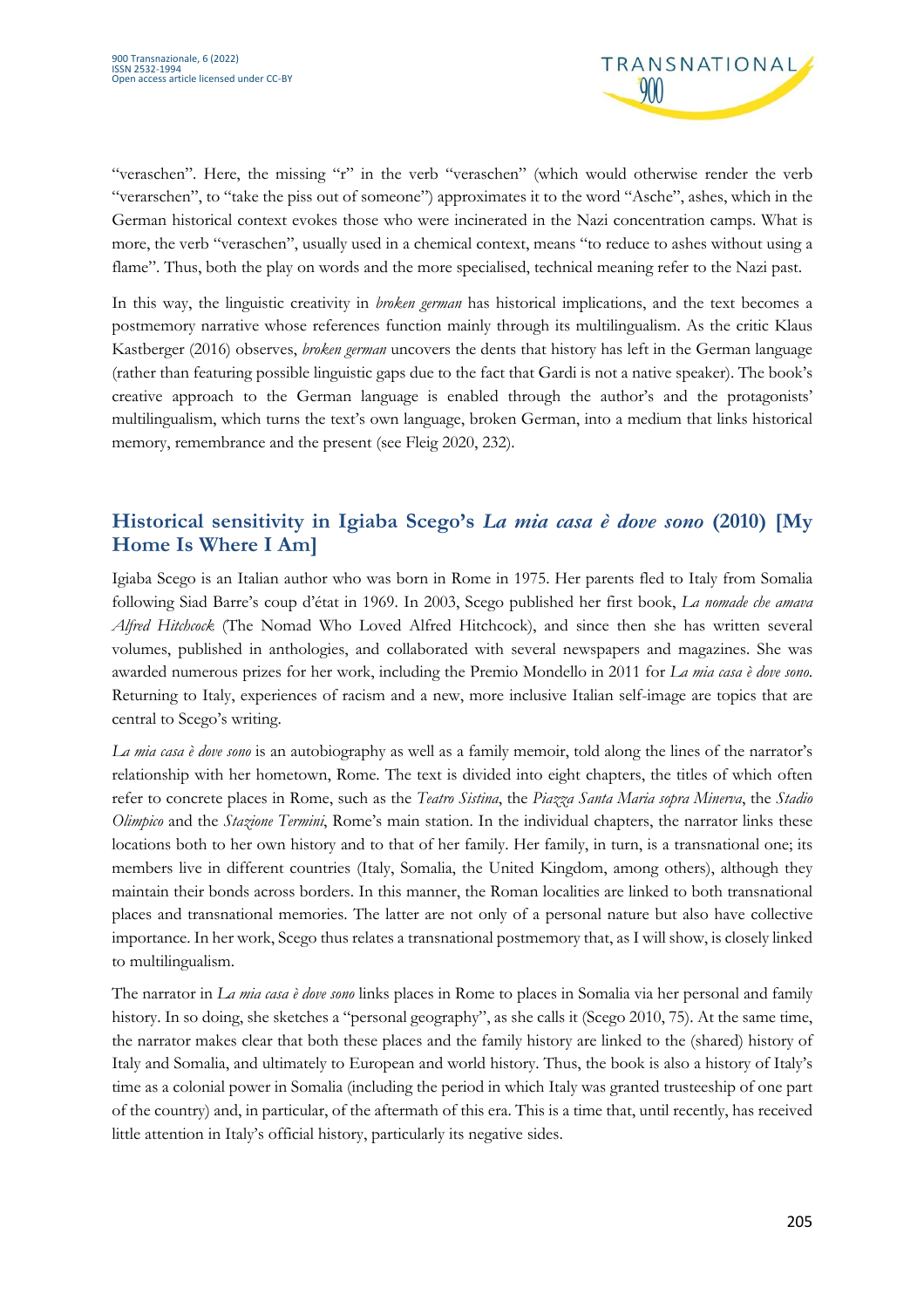"veraschen". Here, the missing "r" in the verb "veraschen" (which would otherwise render the verb "verarschen", to "take the piss out of someone") approximates it to the word "Asche", ashes, which in the German historical context evokes those who were incinerated in the Nazi concentration camps. What is more, the verb "veraschen", usually used in a chemical context, means "to reduce to ashes without using a flame". Thus, both the play on words and the more specialised, technical meaning refer to the Nazi past.

In this way, the linguistic creativity in *broken german* has historical implications, and the text becomes a postmemory narrative whose references function mainly through its multilingualism. As the critic Klaus Kastberger (2016) observes, *broken german* uncovers the dents that history has left in the German language (rather than featuring possible linguistic gaps due to the fact that Gardi is not a native speaker). The book's creative approach to the German language is enabled through the author's and the protagonists' multilingualism, which turns the text's own language, broken German, into a medium that links historical memory, remembrance and the present (see Fleig 2020, 232).

## Historical sensitivity in Igiaba Scego's *La mia casa è dove sono* (2010) [My Home Is Where I Am]

Igiaba Scego is an Italian author who was born in Rome in 1975. Her parents fled to Italy from Somalia following Siad Barre's coup d'état in 1969. In 2003, Scego published her first book, *La nomade che amava Alfred Hitchcock* (The Nomad Who Loved Alfred Hitchcock), and since then she has written several volumes, published in anthologies, and collaborated with several newspapers and magazines. She was awarded numerous prizes for her work, including the Premio Mondello in 2011 for *La mia casa è dove sono*. Returning to Italy, experiences of racism and a new, more inclusive Italian self-image are topics that are central to Scego's writing.

*La mia casa è dove sono* is an autobiography as well as a family memoir, told along the lines of the narrator's relationship with her hometown, Rome. The text is divided into eight chapters, the titles of which often refer to concrete places in Rome, such as the *Teatro Sistina*, the *Piazza Santa Maria sopra Minerva*, the *Stadio Olimpico* and the *Stazione Termini*, Rome's main station. In the individual chapters, the narrator links these locations both to her own history and to that of her family. Her family, in turn, is a transnational one; its members live in different countries (Italy, Somalia, the United Kingdom, among others), although they maintain their bonds across borders. In this manner, the Roman localities are linked to both transnational places and transnational memories. The latter are not only of a personal nature but also have collective importance. In her work, Scego thus relates a transnational postmemory that, as I will show, is closely linked to multilingualism.

The narrator in *La mia casa è dove sono* links places in Rome to places in Somalia via her personal and family history. In so doing, she sketches a "personal geography", as she calls it (Scego 2010, 75). At the same time, the narrator makes clear that both these places and the family history are linked to the (shared) history of Italy and Somalia, and ultimately to European and world history. Thus, the book is also a history of Italy's time as a colonial power in Somalia (including the period in which Italy was granted trusteeship of one part of the country) and, in particular, of the aftermath of this era. This is a time that, until recently, has received little attention in Italy's official history, particularly its negative sides.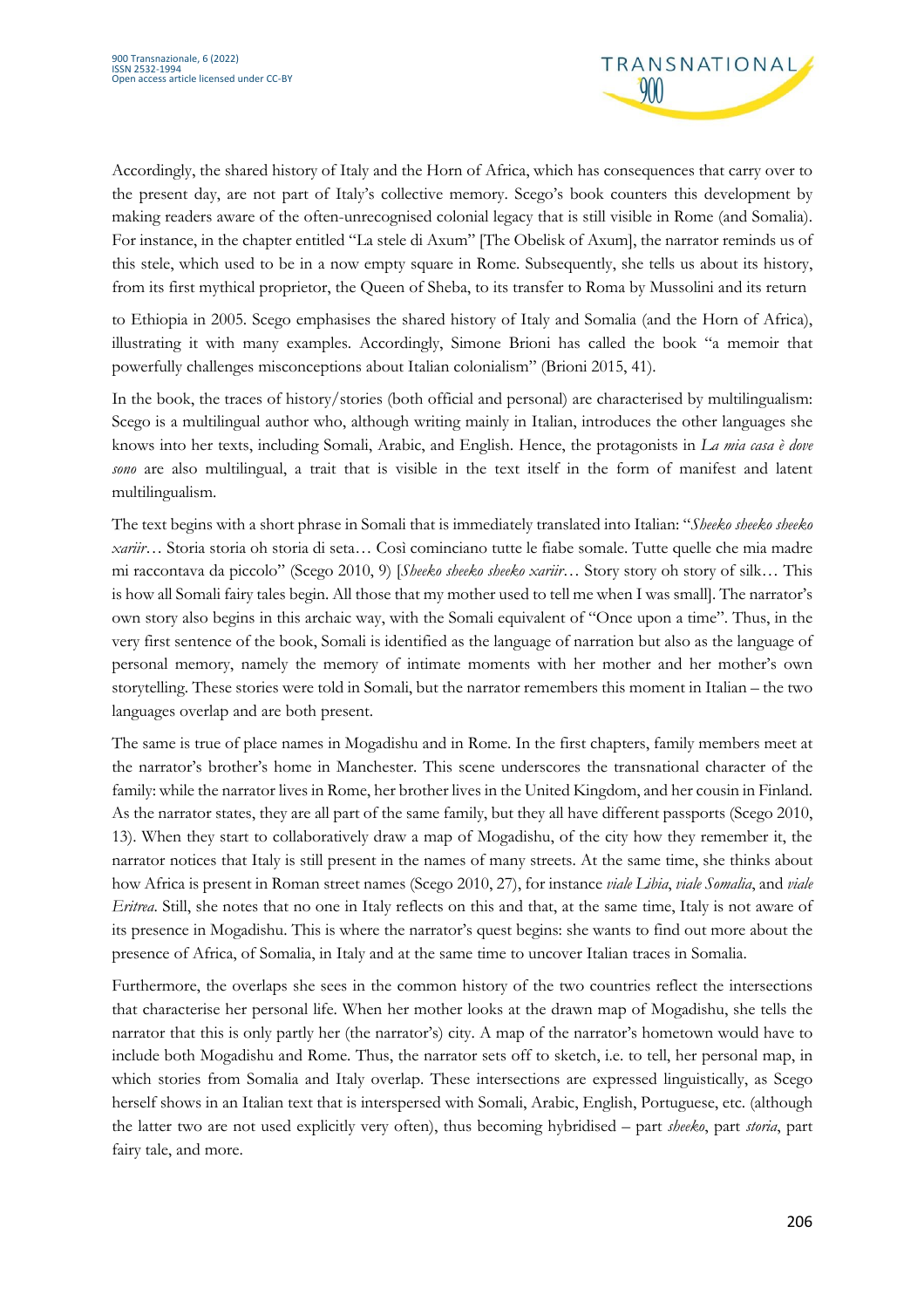Accordingly, the shared history of Italy and the Horn of Africa, which has consequences that carry over to the present day, are not part of Italy's collective memory. Scego's book counters this development by making readers aware of the often-unrecognised colonial legacy that is still visible in Rome (and Somalia). For instance, in the chapter entitled "La stele di Axum" [The Obelisk of Axum], the narrator reminds us of this stele, which used to be in a now empty square in Rome. Subsequently, she tells us about its history, from its first mythical proprietor, the Queen of Sheba, to its transfer to Roma by Mussolini and its return

to Ethiopia in 2005. Scego emphasises the shared history of Italy and Somalia (and the Horn of Africa), illustrating it with many examples. Accordingly, Simone Brioni has called the book "a memoir that powerfully challenges misconceptions about Italian colonialism" (Brioni 2015, 41).

In the book, the traces of history/stories (both official and personal) are characterised by multilingualism: Scego is a multilingual author who, although writing mainly in Italian, introduces the other languages she knows into her texts, including Somali, Arabic, and English. Hence, the protagonists in *La mia casa è dove sono* are also multilingual, a trait that is visible in the text itself in the form of manifest and latent multilingualism.

The text begins with a short phrase in Somali that is immediately translated into Italian: "*Sheeko sheeko sheeko xariir*… Storia storia oh storia di seta… Così cominciano tutte le fiabe somale. Tutte quelle che mia madre mi raccontava da piccolo" (Scego 2010, 9) [*Sheeko sheeko sheeko xariir*… Story story oh story of silk… This is how all Somali fairy tales begin. All those that my mother used to tell me when I was small]. The narrator's own story also begins in this archaic way, with the Somali equivalent of "Once upon a time". Thus, in the very first sentence of the book, Somali is identified as the language of narration but also as the language of personal memory, namely the memory of intimate moments with her mother and her mother's own storytelling. These stories were told in Somali, but the narrator remembers this moment in Italian – the two languages overlap and are both present.

The same is true of place names in Mogadishu and in Rome. In the first chapters, family members meet at the narrator's brother's home in Manchester. This scene underscores the transnational character of the family: while the narrator lives in Rome, her brother lives in the United Kingdom, and her cousin in Finland. As the narrator states, they are all part of the same family, but they all have different passports (Scego 2010, 13). When they start to collaboratively draw a map of Mogadishu, of the city how they remember it, the narrator notices that Italy is still present in the names of many streets. At the same time, she thinks about how Africa is present in Roman street names (Scego 2010, 27), for instance *viale Libia*, *viale Somalia*, and *viale Eritrea*. Still, she notes that no one in Italy reflects on this and that, at the same time, Italy is not aware of its presence in Mogadishu. This is where the narrator's quest begins: she wants to find out more about the presence of Africa, of Somalia, in Italy and at the same time to uncover Italian traces in Somalia.

Furthermore, the overlaps she sees in the common history of the two countries reflect the intersections that characterise her personal life. When her mother looks at the drawn map of Mogadishu, she tells the narrator that this is only partly her (the narrator's) city. A map of the narrator's hometown would have to include both Mogadishu and Rome. Thus, the narrator sets off to sketch, i.e. to tell, her personal map, in which stories from Somalia and Italy overlap. These intersections are expressed linguistically, as Scego herself shows in an Italian text that is interspersed with Somali, Arabic, English, Portuguese, etc. (although the latter two are not used explicitly very often), thus becoming hybridised – part *sheeko*, part *storia*, part fairy tale, and more.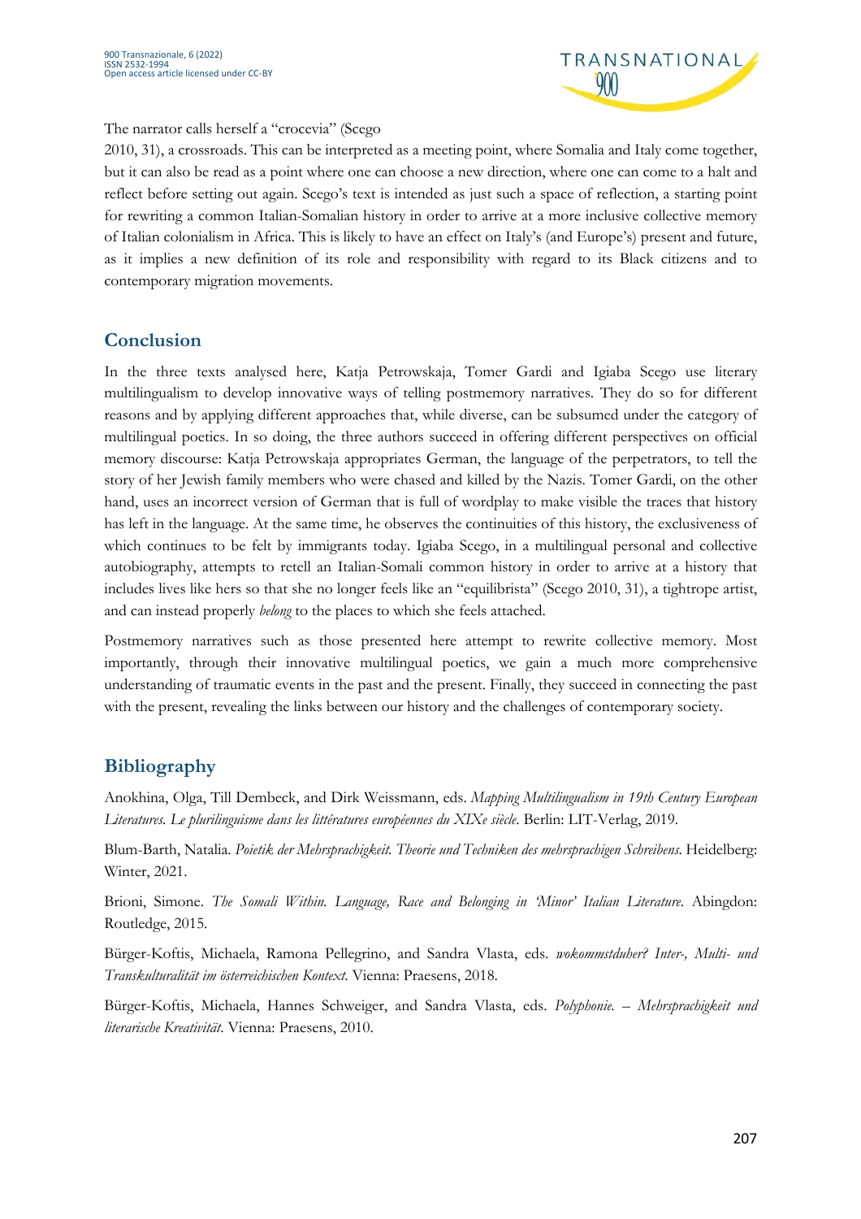The narrator calls herself a "crocevia" (Scego 2010, 31), a crossroads. This can be interpreted as a meeting point, where Somalia and Italy come together, but it can also be read as a point where one can choose a new direction, where one can come to a halt and reflect before setting out again. Scego's text is intended as just such a space of reflection, a starting point for rewriting a common Italian-Somalian history in order to arrive at a more inclusive collective memory of Italian colonialism in Africa. This is likely to have an effect on Italy's (and Europe's) present and future, as it implies a new definition of its role and responsibility with regard to its Black citizens and to contemporary migration movements.

## Conclusion

In the three texts analysed here, Katja Petrowskaja, Tomer Gardi and Igiaba Scego use literary multilingualism to develop innovative ways of telling postmemory narratives. They do so for different reasons and by applying different approaches that, while diverse, can be subsumed under the category of multilingual poetics. In so doing, the three authors succeed in offering different perspectives on official memory discourse: Katja Petrowskaja appropriates German, the language of the perpetrators, to tell the story of her Jewish family members who were chased and killed by the Nazis. Tomer Gardi, on the other hand, uses an incorrect version of German that is full of wordplay to make visible the traces that history has left in the language. At the same time, he observes the continuities of this history, the exclusiveness of which continues to be felt by immigrants today. Igiaba Scego, in a multilingual personal and collective autobiography, attempts to retell an Italian-Somali common history in order to arrive at a history that includes lives like hers so that she no longer feels like an "equilibrista" (Scego 2010, 31), a tightrope artist, and can instead properly *belong* to the places to which she feels attached.

Postmemory narratives such as those presented here attempt to rewrite collective memory. Most importantly, through their innovative multilingual poetics, we gain a much more comprehensive understanding of traumatic events in the past and the present. Finally, they succeed in connecting the past with the present, revealing the links between our history and the challenges of contemporary society.

## Bibliography

Anokhina, Olga, Till Dembeck, and Dirk Weissmann, eds. *Mapping Multilingualism in 19th Century European Literatures. Le plurilinguisme dans les littératures européennes du XIXe siècle*. Berlin: LIT-Verlag, 2019.

Blum-Barth, Natalia. *Poietik der Mehrsprachigkeit. Theorie und Techniken des mehrsprachigen Schreibens*. Heidelberg: Winter, 2021.

Brioni, Simone. *The Somali Within. Language, Race and Belonging in 'Minor' Italian Literature*. Abingdon: Routledge, 2015.

Bürger-Koftis, Michaela, Ramona Pellegrino, and Sandra Vlasta, eds. *wokommstduher? Inter-, Multi- und Transkulturalität im österreichischen Kontext*. Vienna: Praesens, 2018.

Bürger-Koftis, Michaela, Hannes Schweiger, and Sandra Vlasta, eds. *Polyphonie. – Mehrsprachigkeit und literarische Kreativität*. Vienna: Praesens, 2010.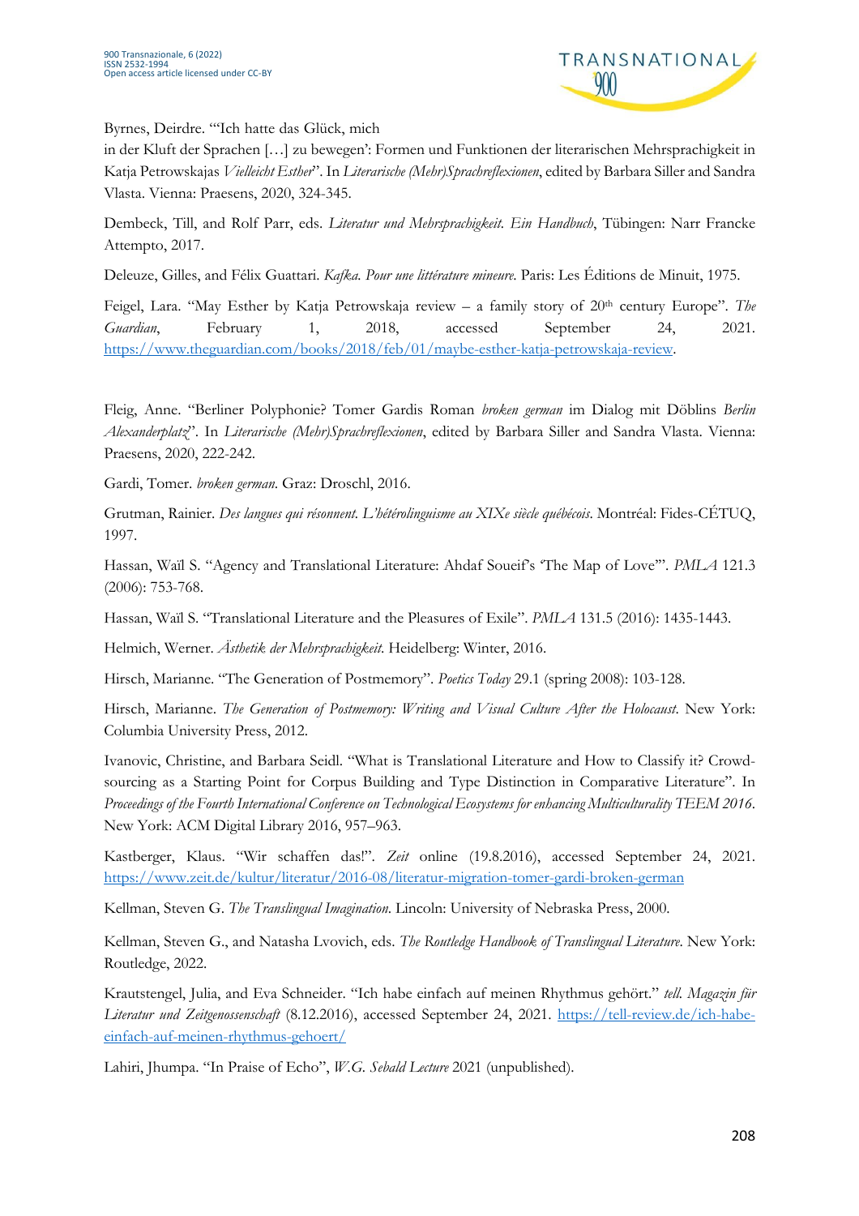Byrnes, Deirdre. "'Ich hatte das Glück, mich
in der Kluft der Sprachen […] zu bewegen': Formen und Funktionen der literarischen Mehrsprachigkeit in Katja Petrowskajas *Vielleicht Esther*". In *Literarische (Mehr)Sprachreflexionen*, edited by Barbara Siller and Sandra Vlasta. Vienna: Praesens, 2020, 324-345.

Dembeck, Till, and Rolf Parr, eds. *Literatur und Mehrsprachigkeit. Ein Handbuch*, Tübingen: Narr Francke Attempto, 2017.

Deleuze, Gilles, and Félix Guattari. *Kafka. Pour une littérature mineure.* Paris: Les Éditions de Minuit, 1975.

Feigel, Lara. "May Esther by Katja Petrowskaja review – a family story of 20th century Europe". *The Guardian*, February 1, 2018, accessed September 24, 2021. https://www.theguardian.com/books/2018/feb/01/maybe-esther-katja-petrowskaja-review.

Fleig, Anne. "Berliner Polyphonie? Tomer Gardis Roman *broken german* im Dialog mit Döblins *Berlin Alexanderplatz*". In *Literarische (Mehr)Sprachreflexionen*, edited by Barbara Siller and Sandra Vlasta. Vienna: Praesens, 2020, 222-242.

Gardi, Tomer. *broken german.* Graz: Droschl, 2016.

Grutman, Rainier. *Des langues qui résonnent. L'hétérolinguisme au XIXe siècle québécois*. Montréal: Fides-CÉTUQ, 1997.

Hassan, Waïl S. "Agency and Translational Literature: Ahdaf Soueif's 'The Map of Love'". *PMLA* 121.3 (2006): 753-768.

Hassan, Waïl S. "Translational Literature and the Pleasures of Exile". *PMLA* 131.5 (2016): 1435-1443.

Helmich, Werner. *Ästhetik der Mehrsprachigkeit.* Heidelberg: Winter, 2016.

Hirsch, Marianne. "The Generation of Postmemory". *Poetics Today* 29.1 (spring 2008): 103-128.

Hirsch, Marianne. *The Generation of Postmemory: Writing and Visual Culture After the Holocaust*. New York: Columbia University Press, 2012.

Ivanovic, Christine, and Barbara Seidl. "What is Translational Literature and How to Classify it? Crowd-sourcing as a Starting Point for Corpus Building and Type Distinction in Comparative Literature". In *Proceedings of the Fourth International Conference on Technological Ecosystems for enhancing Multiculturality TEEM 2016*. New York: ACM Digital Library 2016, 957–963.

Kastberger, Klaus. "Wir schaffen das!". *Zeit* online (19.8.2016), accessed September 24, 2021. https://www.zeit.de/kultur/literatur/2016-08/literatur-migration-tomer-gardi-broken-german

Kellman, Steven G. *The Translingual Imagination.* Lincoln: University of Nebraska Press, 2000.

Kellman, Steven G., and Natasha Lvovich, eds. *The Routledge Handbook of Translingual Literature*. New York: Routledge, 2022.

Krautstengel, Julia, and Eva Schneider. "Ich habe einfach auf meinen Rhythmus gehört." *tell. Magazin für Literatur und Zeitgenossenschaft* (8.12.2016), accessed September 24, 2021. https://tell-review.de/ich-habe-einfach-auf-meinen-rhythmus-gehoert/

Lahiri, Jhumpa. "In Praise of Echo", *W.G. Sebald Lecture* 2021 (unpublished).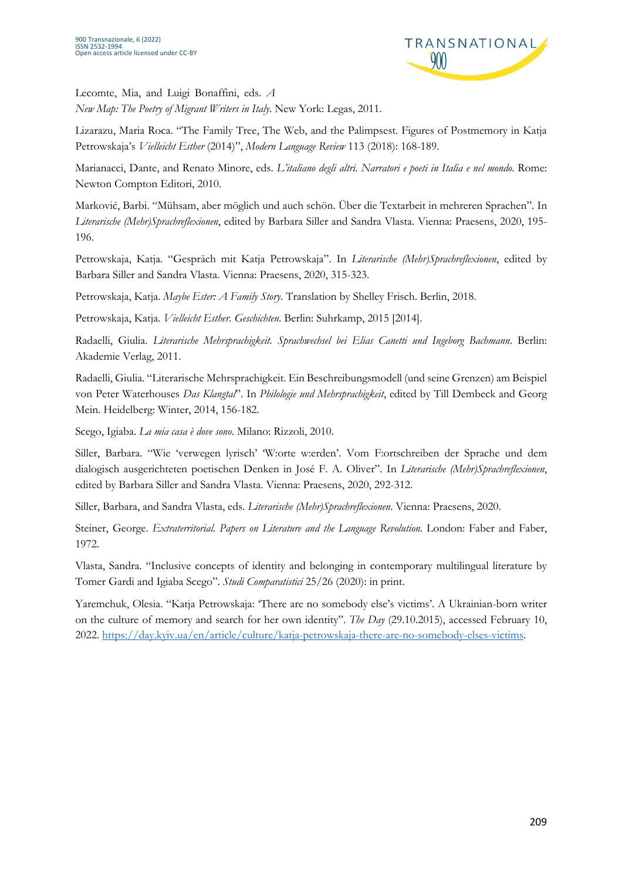Lecomte, Mia, and Luigi Bonaffini, eds. *A New Map: The Poetry of Migrant Writers in Italy*. New York: Legas, 2011.

Lizarazu, Maria Roca. "The Family Tree, The Web, and the Palimpsest. Figures of Postmemory in Katja Petrowskaja's *Vielleicht Esther* (2014)", *Modern Language Review* 113 (2018): 168-189.

Marianacci, Dante, and Renato Minore, eds. *L'italiano degli altri. Narratori e poeti in Italia e nel mondo*. Rome: Newton Compton Editori, 2010.

Marković, Barbi. "Mühsam, aber möglich und auch schön. Über die Textarbeit in mehreren Sprachen". In *Literarische (Mehr)Sprachreflexionen*, edited by Barbara Siller and Sandra Vlasta. Vienna: Praesens, 2020, 195-196.

Petrowskaja, Katja. "Gespräch mit Katja Petrowskaja". In *Literarische (Mehr)Sprachreflexionen*, edited by Barbara Siller and Sandra Vlasta. Vienna: Praesens, 2020, 315-323.

Petrowskaja, Katja. *Maybe Ester: A Family Story*. Translation by Shelley Frisch. Berlin, 2018.

Petrowskaja, Katja. *Vielleicht Esther. Geschichten*. Berlin: Suhrkamp, 2015 [2014].

Radaelli, Giulia. *Literarische Mehrsprachigkeit. Sprachwechsel bei Elias Canetti und Ingeborg Bachmann*. Berlin: Akademie Verlag, 2011.

Radaelli, Giulia. "Literarische Mehrsprachigkeit. Ein Beschreibungsmodell (und seine Grenzen) am Beispiel von Peter Waterhouses *Das Klangtal*". In *Philologie und Mehrsprachigkeit*, edited by Till Dembeck and Georg Mein. Heidelberg: Winter, 2014, 156-182.

Scego, Igiaba. *La mia casa è dove sono*. Milano: Rizzoli, 2010.

Siller, Barbara. "Wie 'verwegen lyrisch' 'W:orte w:erden'. Vom F:ortschreiben der Sprache und dem dialogisch ausgerichteten poetischen Denken in José F. A. Oliver". In *Literarische (Mehr)Sprachreflexionen*, edited by Barbara Siller and Sandra Vlasta. Vienna: Praesens, 2020, 292-312.

Siller, Barbara, and Sandra Vlasta, eds. *Literarische (Mehr)Sprachreflexionen*. Vienna: Praesens, 2020.

Steiner, George. *Extraterritorial. Papers on Literature and the Language Revolution*. London: Faber and Faber, 1972.

Vlasta, Sandra. "Inclusive concepts of identity and belonging in contemporary multilingual literature by Tomer Gardi and Igiaba Scego". *Studi Comparatistici* 25/26 (2020): in print.

Yaremchuk, Olesia. "Katja Petrowskaja: 'There are no somebody else's victims'. A Ukrainian-born writer on the culture of memory and search for her own identity". *The Day* (29.10.2015), accessed February 10, 2022. [https://day.kyiv.ua/en/article/culture/katja-petrowskaja-there-are-no-somebody-elses-victims](https://day.kyiv.ua/en/article/culture/katja-petrowskaja-there-are-no-somebody-elses-victims).